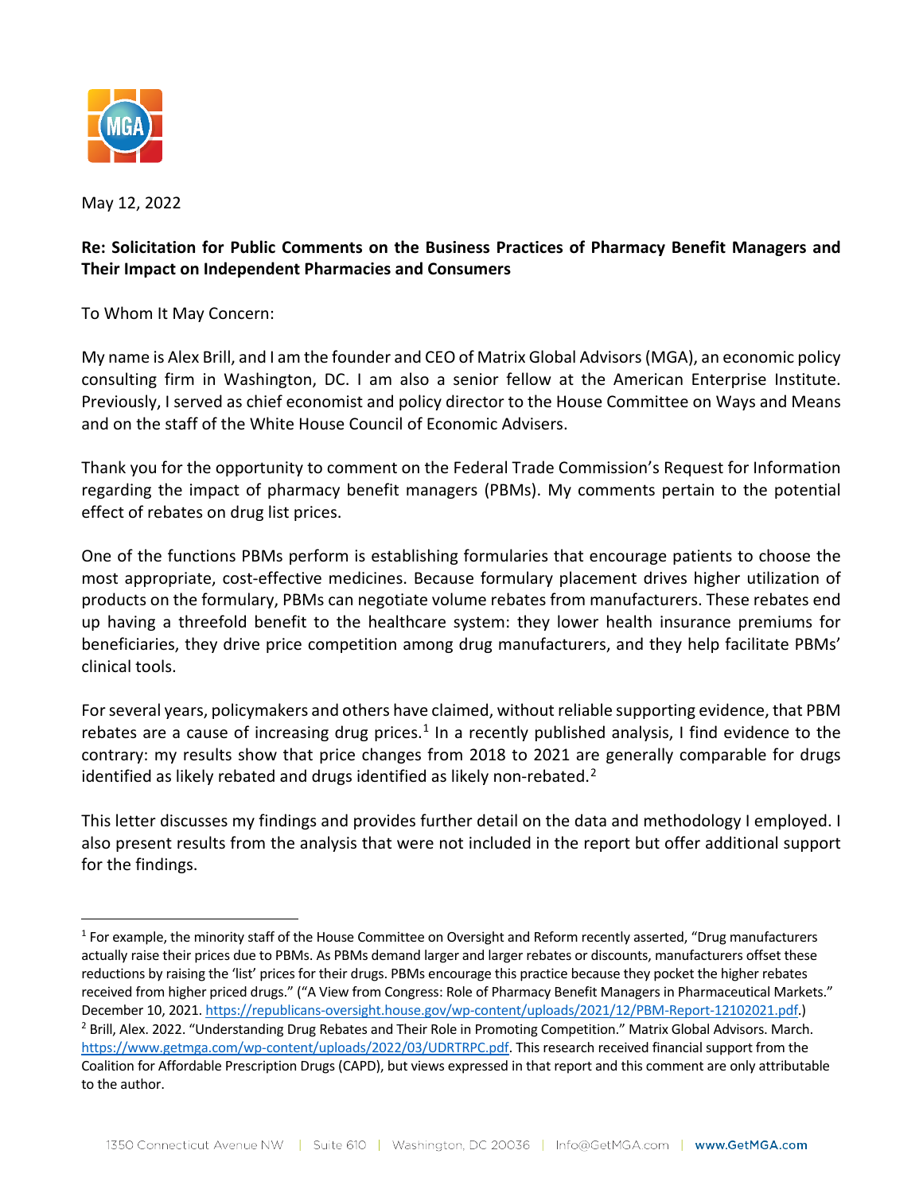May 12, 2022

**Re: Solicitation for Public Comments on the Business Practices of Pharmacy Benefit Managers and Their Impact on Independent Pharmacies and Consumers**

To Whom It May Concern:

My name is Alex Brill, and I am the founder and CEO of Matrix Global Advisors (MGA), an economic policy consulting firm in Washington, DC. I am also a senior fellow at the American Enterprise Institute. Previously, I served as chief economist and policy director to the House Committee on Ways and Means and on the staff of the White House Council of Economic Advisers.

Thank you for the opportunity to comment on the Federal Trade Commission's Request for Information regarding the impact of pharmacy benefit managers (PBMs). My comments pertain to the potential effect of rebates on drug list prices.

One of the functions PBMs perform is establishing formularies that encourage patients to choose the most appropriate, cost-effective medicines. Because formulary placement drives higher utilization of products on the formulary, PBMs can negotiate volume rebates from manufacturers. These rebates end up having a threefold benefit to the healthcare system: they lower health insurance premiums for beneficiaries, they drive price competition among drug manufacturers, and they help facilitate PBMs' clinical tools.

For several years, policymakers and others have claimed, without reliable supporting evidence, that PBM rebates are a cause of increasing drug prices.[1] In a recently published analysis, I find evidence to the contrary: my results show that price changes from 2018 to 2021 are generally comparable for drugs identified as likely rebated and drugs identified as likely non-rebated.[2]

This letter discusses my findings and provides further detail on the data and methodology I employed. I also present results from the analysis that were not included in the report but offer additional support for the findings.

---

[1] For example, the minority staff of the House Committee on Oversight and Reform recently asserted, "Drug manufacturers actually raise their prices due to PBMs. As PBMs demand larger and larger rebates or discounts, manufacturers offset these reductions by raising the 'list' prices for their drugs. PBMs encourage this practice because they pocket the higher rebates received from higher priced drugs." ("A View from Congress: Role of Pharmacy Benefit Managers in Pharmaceutical Markets." December 10, 2021. https://republicans-oversight.house.gov/wp-content/uploads/2021/12/PBM-Report-12102021.pdf.)

[2] Brill, Alex. 2022. "Understanding Drug Rebates and Their Role in Promoting Competition." Matrix Global Advisors. March. https://www.getmga.com/wp-content/uploads/2022/03/UDRTRPC.pdf. This research received financial support from the Coalition for Affordable Prescription Drugs (CAPD), but views expressed in that report and this comment are only attributable to the author.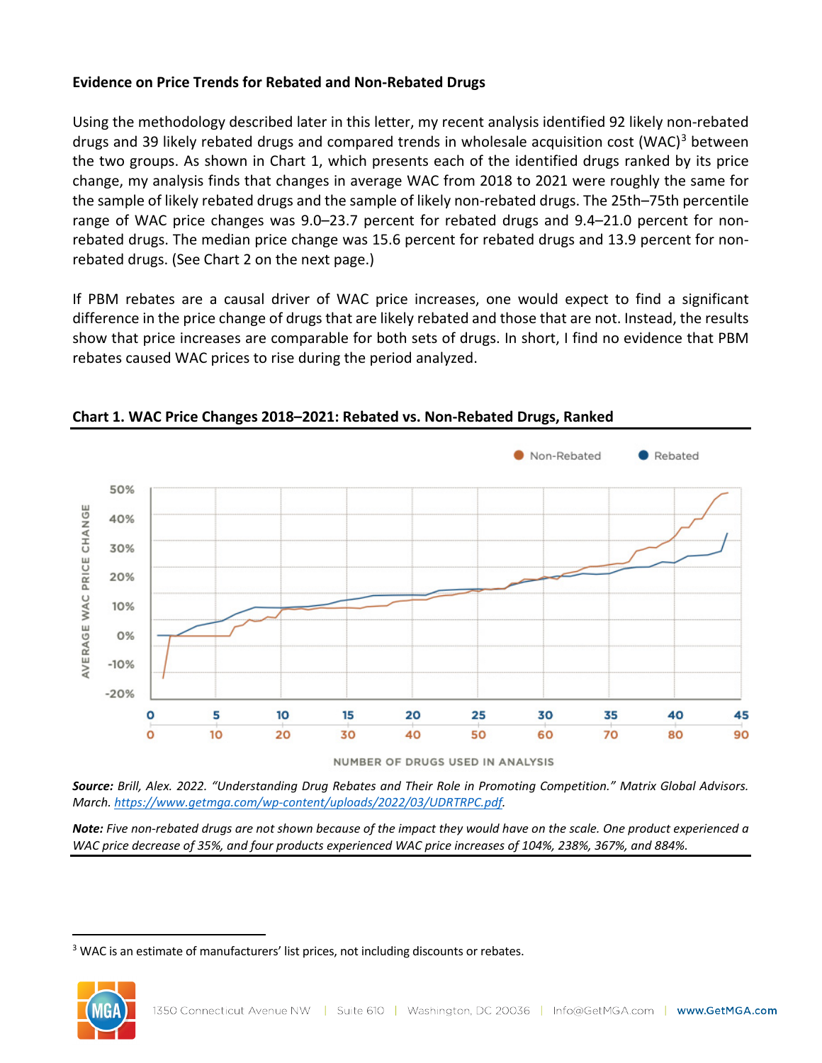**Evidence on Price Trends for Rebated and Non-Rebated Drugs**

Using the methodology described later in this letter, my recent analysis identified 92 likely non-rebated drugs and 39 likely rebated drugs and compared trends in wholesale acquisition cost (WAC)[3] between the two groups. As shown in Chart 1, which presents each of the identified drugs ranked by its price change, my analysis finds that changes in average WAC from 2018 to 2021 were roughly the same for the sample of likely rebated drugs and the sample of likely non-rebated drugs. The 25th–75th percentile range of WAC price changes was 9.0–23.7 percent for rebated drugs and 9.4–21.0 percent for non-rebated drugs. The median price change was 15.6 percent for rebated drugs and 13.9 percent for non-rebated drugs. (See Chart 2 on the next page.)

If PBM rebates are a causal driver of WAC price increases, one would expect to find a significant difference in the price change of drugs that are likely rebated and those that are not. Instead, the results show that price increases are comparable for both sets of drugs. In short, I find no evidence that PBM rebates caused WAC prices to rise during the period analyzed.

**Chart 1. WAC Price Changes 2018–2021: Rebated vs. Non-Rebated Drugs, Ranked**

*Source:* *Brill, Alex. 2022. "Understanding Drug Rebates and Their Role in Promoting Competition." Matrix Global Advisors. March. https://www.getmga.com/wp-content/uploads/2022/03/UDRTRPC.pdf.*

*Note:* *Five non-rebated drugs are not shown because of the impact they would have on the scale. One product experienced a WAC price decrease of 35%, and four products experienced WAC price increases of 104%, 238%, 367%, and 884%.*

---

[3] WAC is an estimate of manufacturers' list prices, not including discounts or rebates.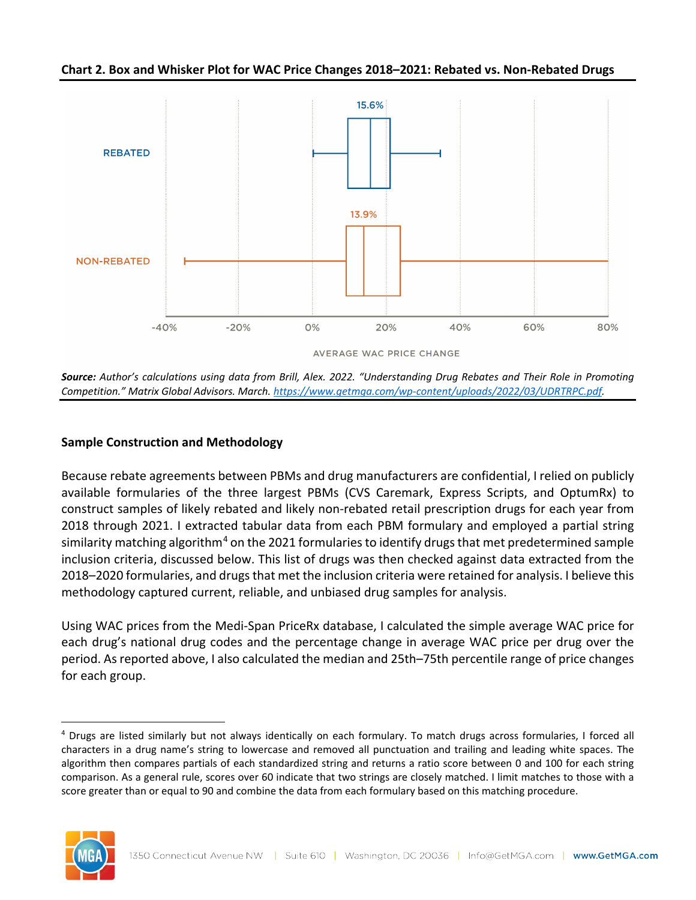**Chart 2. Box and Whisker Plot for WAC Price Changes 2018–2021: Rebated vs. Non-Rebated Drugs**

REBATED 15.6%

NON-REBATED 13.9%

-40% -20% 0% 20% 40% 60% 80%

AVERAGE WAC PRICE CHANGE

***Source:*** *Author's calculations using data from Brill, Alex. 2022. "Understanding Drug Rebates and Their Role in Promoting Competition." Matrix Global Advisors. March. https://www.getmga.com/wp-content/uploads/2022/03/UDRTRPC.pdf.*

### Sample Construction and Methodology

Because rebate agreements between PBMs and drug manufacturers are confidential, I relied on publicly available formularies of the three largest PBMs (CVS Caremark, Express Scripts, and OptumRx) to construct samples of likely rebated and likely non-rebated retail prescription drugs for each year from 2018 through 2021. I extracted tabular data from each PBM formulary and employed a partial string similarity matching algorithm[4] on the 2021 formularies to identify drugs that met predetermined sample inclusion criteria, discussed below. This list of drugs was then checked against data extracted from the 2018–2020 formularies, and drugs that met the inclusion criteria were retained for analysis. I believe this methodology captured current, reliable, and unbiased drug samples for analysis.

Using WAC prices from the Medi-Span PriceRx database, I calculated the simple average WAC price for each drug's national drug codes and the percentage change in average WAC price per drug over the period. As reported above, I also calculated the median and 25th–75th percentile range of price changes for each group.

[4] Drugs are listed similarly but not always identically on each formulary. To match drugs across formularies, I forced all characters in a drug name's string to lowercase and removed all punctuation and trailing and leading white spaces. The algorithm then compares partials of each standardized string and returns a ratio score between 0 and 100 for each string comparison. As a general rule, scores over 60 indicate that two strings are closely matched. I limit matches to those with a score greater than or equal to 90 and combine the data from each formulary based on this matching procedure.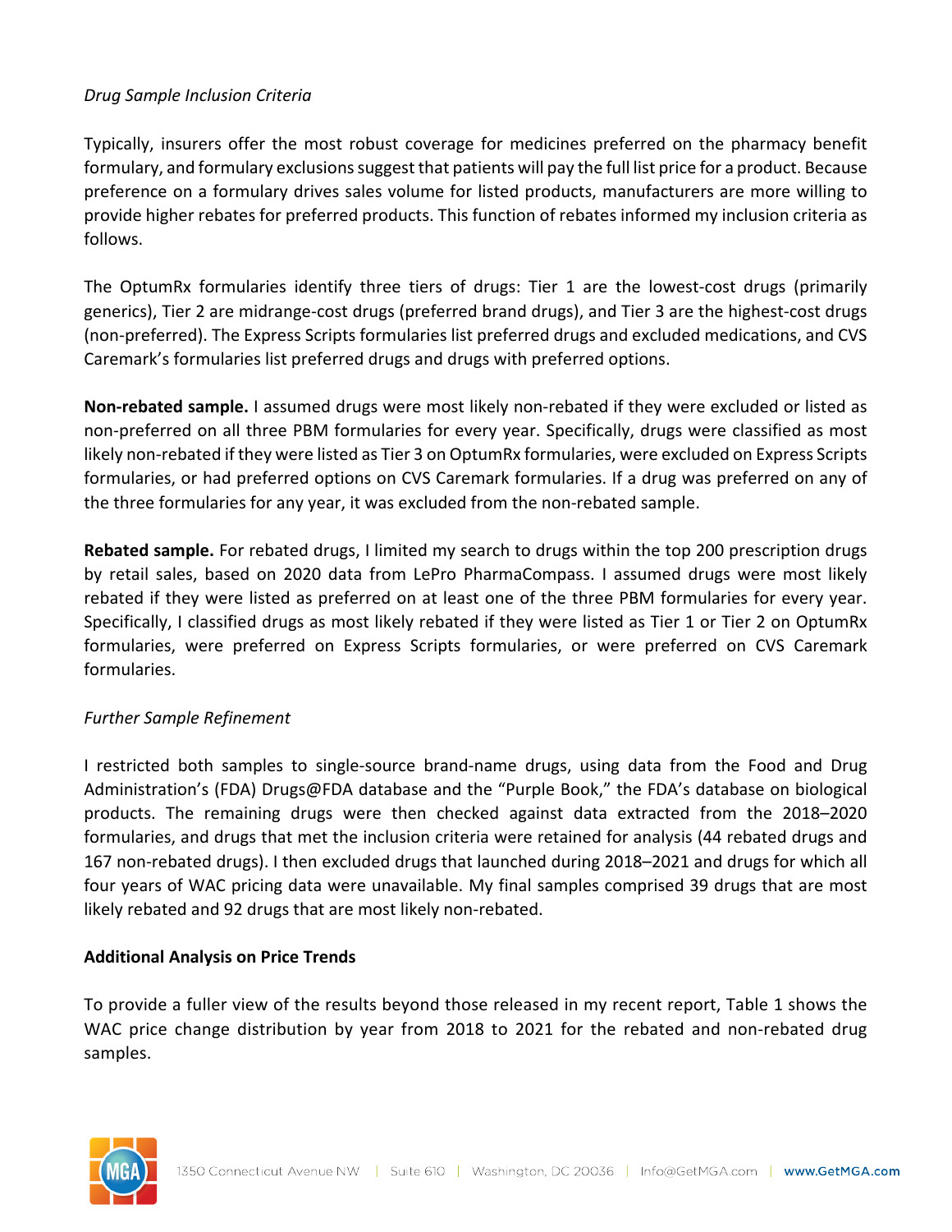*Drug Sample Inclusion Criteria*

Typically, insurers offer the most robust coverage for medicines preferred on the pharmacy benefit formulary, and formulary exclusions suggest that patients will pay the full list price for a product. Because preference on a formulary drives sales volume for listed products, manufacturers are more willing to provide higher rebates for preferred products. This function of rebates informed my inclusion criteria as follows.

The OptumRx formularies identify three tiers of drugs: Tier 1 are the lowest-cost drugs (primarily generics), Tier 2 are midrange-cost drugs (preferred brand drugs), and Tier 3 are the highest-cost drugs (non-preferred). The Express Scripts formularies list preferred drugs and excluded medications, and CVS Caremark's formularies list preferred drugs and drugs with preferred options.

**Non-rebated sample.** I assumed drugs were most likely non-rebated if they were excluded or listed as non-preferred on all three PBM formularies for every year. Specifically, drugs were classified as most likely non-rebated if they were listed as Tier 3 on OptumRx formularies, were excluded on Express Scripts formularies, or had preferred options on CVS Caremark formularies. If a drug was preferred on any of the three formularies for any year, it was excluded from the non-rebated sample.

**Rebated sample.** For rebated drugs, I limited my search to drugs within the top 200 prescription drugs by retail sales, based on 2020 data from LePro PharmaCompass. I assumed drugs were most likely rebated if they were listed as preferred on at least one of the three PBM formularies for every year. Specifically, I classified drugs as most likely rebated if they were listed as Tier 1 or Tier 2 on OptumRx formularies, were preferred on Express Scripts formularies, or were preferred on CVS Caremark formularies.

*Further Sample Refinement*

I restricted both samples to single-source brand-name drugs, using data from the Food and Drug Administration's (FDA) Drugs@FDA database and the "Purple Book," the FDA's database on biological products. The remaining drugs were then checked against data extracted from the 2018–2020 formularies, and drugs that met the inclusion criteria were retained for analysis (44 rebated drugs and 167 non-rebated drugs). I then excluded drugs that launched during 2018–2021 and drugs for which all four years of WAC pricing data were unavailable. My final samples comprised 39 drugs that are most likely rebated and 92 drugs that are most likely non-rebated.

**Additional Analysis on Price Trends**

To provide a fuller view of the results beyond those released in my recent report, Table 1 shows the WAC price change distribution by year from 2018 to 2021 for the rebated and non-rebated drug samples.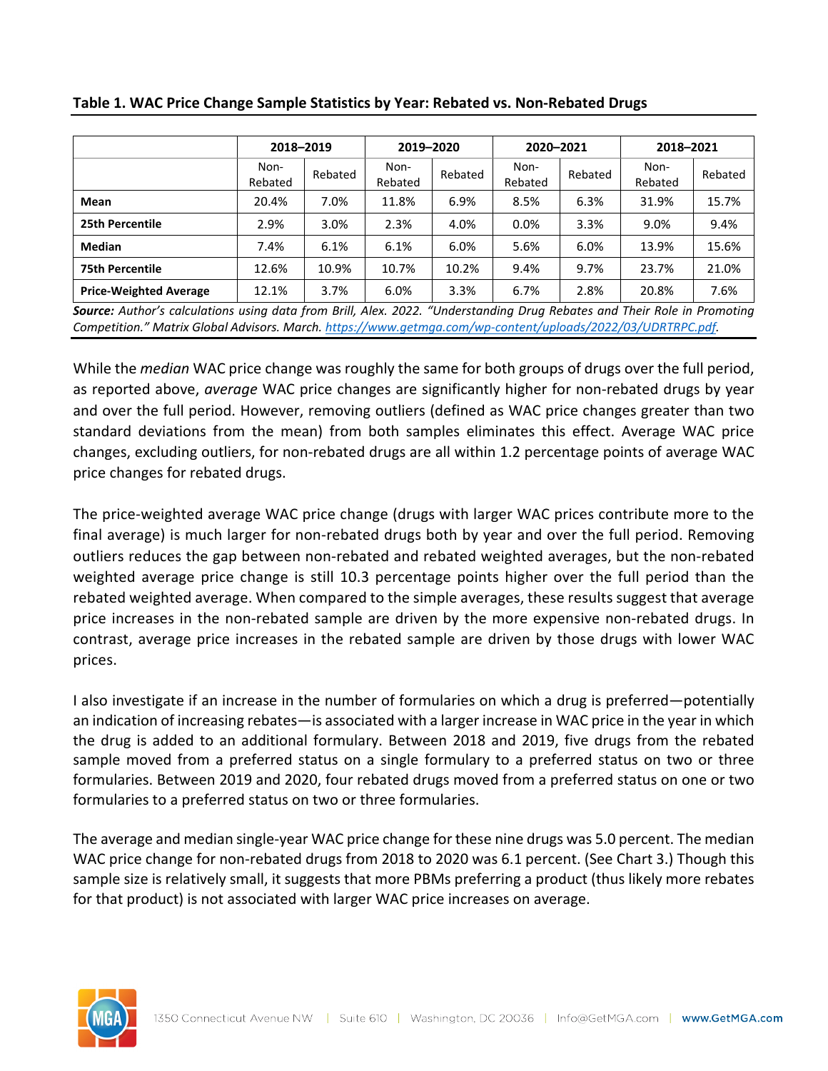**Table 1. WAC Price Change Sample Statistics by Year: Rebated vs. Non-Rebated Drugs**

| | 2018–2019 | | 2019–2020 | | 2020–2021 | | 2018–2021 | |
|---|---|---|---|---|---|---|---|---|
| | Non-Rebated | Rebated | Non-Rebated | Rebated | Non-Rebated | Rebated | Non-Rebated | Rebated |
| **Mean** | 20.4% | 7.0% | 11.8% | 6.9% | 8.5% | 6.3% | 31.9% | 15.7% |
| **25th Percentile** | 2.9% | 3.0% | 2.3% | 4.0% | 0.0% | 3.3% | 9.0% | 9.4% |
| **Median** | 7.4% | 6.1% | 6.1% | 6.0% | 5.6% | 6.0% | 13.9% | 15.6% |
| **75th Percentile** | 12.6% | 10.9% | 10.7% | 10.2% | 9.4% | 9.7% | 23.7% | 21.0% |
| **Price-Weighted Average** | 12.1% | 3.7% | 6.0% | 3.3% | 6.7% | 2.8% | 20.8% | 7.6% |

***Source:*** *Author's calculations using data from Brill, Alex. 2022. "Understanding Drug Rebates and Their Role in Promoting Competition." Matrix Global Advisors. March. https://www.getmga.com/wp-content/uploads/2022/03/UDRTRPC.pdf.*

While the *median* WAC price change was roughly the same for both groups of drugs over the full period, as reported above, *average* WAC price changes are significantly higher for non-rebated drugs by year and over the full period. However, removing outliers (defined as WAC price changes greater than two standard deviations from the mean) from both samples eliminates this effect. Average WAC price changes, excluding outliers, for non-rebated drugs are all within 1.2 percentage points of average WAC price changes for rebated drugs.

The price-weighted average WAC price change (drugs with larger WAC prices contribute more to the final average) is much larger for non-rebated drugs both by year and over the full period. Removing outliers reduces the gap between non-rebated and rebated weighted averages, but the non-rebated weighted average price change is still 10.3 percentage points higher over the full period than the rebated weighted average. When compared to the simple averages, these results suggest that average price increases in the non-rebated sample are driven by the more expensive non-rebated drugs. In contrast, average price increases in the rebated sample are driven by those drugs with lower WAC prices.

I also investigate if an increase in the number of formularies on which a drug is preferred—potentially an indication of increasing rebates—is associated with a larger increase in WAC price in the year in which the drug is added to an additional formulary. Between 2018 and 2019, five drugs from the rebated sample moved from a preferred status on a single formulary to a preferred status on two or three formularies. Between 2019 and 2020, four rebated drugs moved from a preferred status on one or two formularies to a preferred status on two or three formularies.

The average and median single-year WAC price change for these nine drugs was 5.0 percent. The median WAC price change for non-rebated drugs from 2018 to 2020 was 6.1 percent. (See Chart 3.) Though this sample size is relatively small, it suggests that more PBMs preferring a product (thus likely more rebates for that product) is not associated with larger WAC price increases on average.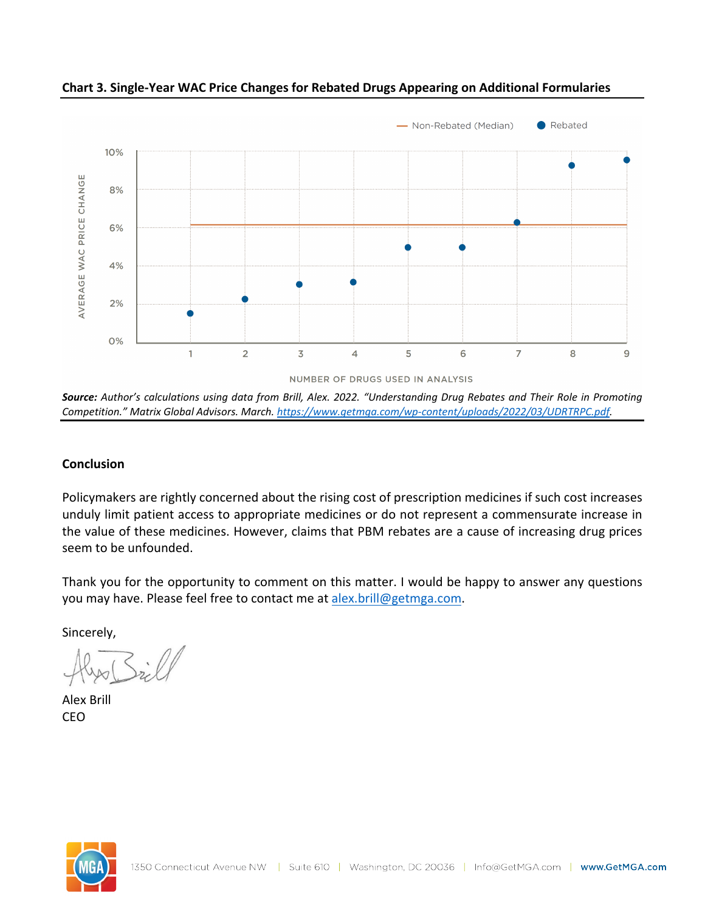**Chart 3. Single-Year WAC Price Changes for Rebated Drugs Appearing on Additional Formularies**

Non-Rebated (Median)
Rebated

AVERAGE WAC PRICE CHANGE

10%
8%
6%
4%
2%
0%

1 2 3 4 5 6 7 8 9

NUMBER OF DRUGS USED IN ANALYSIS

***Source:*** *Author's calculations using data from Brill, Alex. 2022. "Understanding Drug Rebates and Their Role in Promoting Competition." Matrix Global Advisors. March. https://www.getmga.com/wp-content/uploads/2022/03/UDRTRPC.pdf.*

## Conclusion

Policymakers are rightly concerned about the rising cost of prescription medicines if such cost increases unduly limit patient access to appropriate medicines or do not represent a commensurate increase in the value of these medicines. However, claims that PBM rebates are a cause of increasing drug prices seem to be unfounded.

Thank you for the opportunity to comment on this matter. I would be happy to answer any questions you may have. Please feel free to contact me at alex.brill@getmga.com.

Sincerely,

Alex Brill
CEO